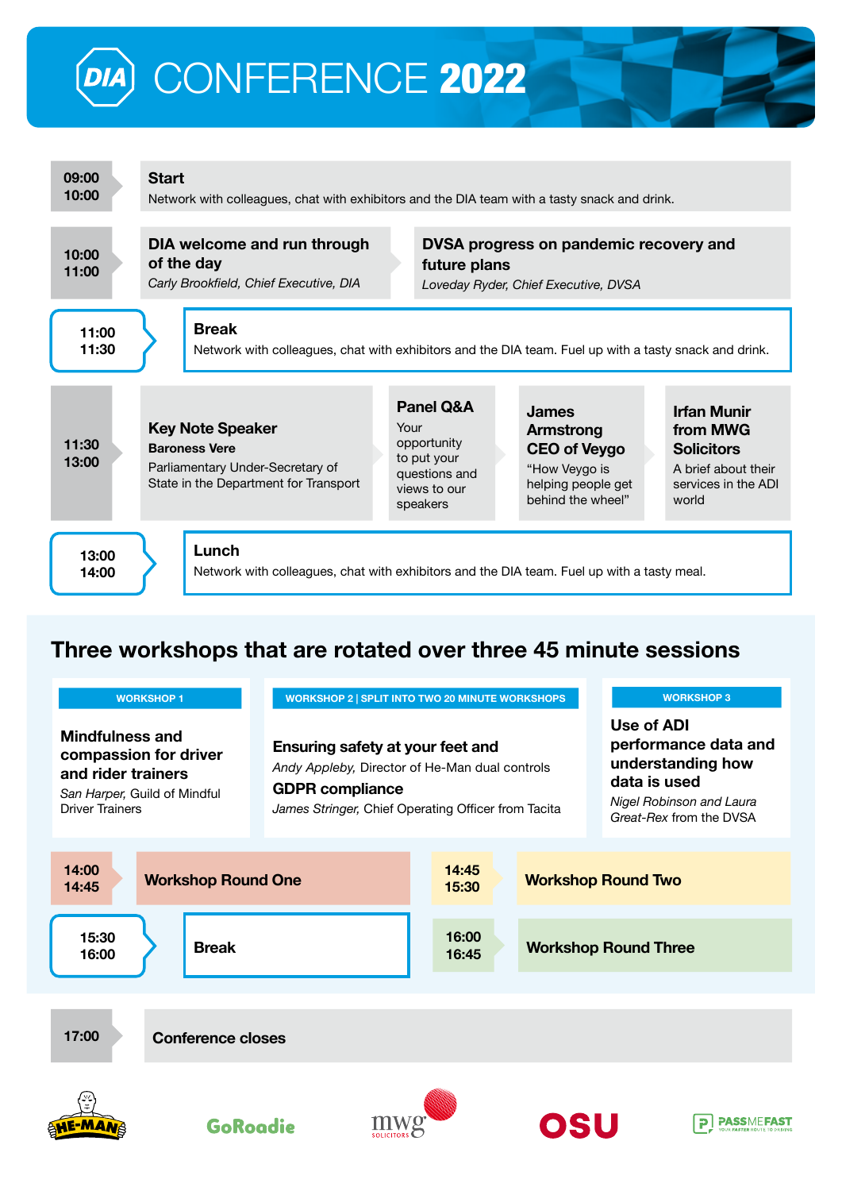# DIA CONFERENCE 2022

**09:00 – 10:00**

**Start**
Network with colleagues, chat with exhibitors and the DIA team with a tasty snack and drink.

**10:00 – 11:00**

**DIA welcome and run through of the day**
*Carly Brookfield, Chief Executive, DIA*

**DVSA progress on pandemic recovery and future plans**
*Loveday Ryder, Chief Executive, DVSA*

**11:00 – 11:30**

**Break**
Network with colleagues, chat with exhibitors and the DIA team. Fuel up with a tasty snack and drink.

**11:30 – 13:00**

**Key Note Speaker**
**Baroness Vere**
Parliamentary Under-Secretary of State in the Department for Transport

**Panel Q&A**
Your opportunity to put your questions and views to our speakers

**James Armstrong CEO of Veygo**
"How Veygo is helping people get behind the wheel"

**Irfan Munir from MWG Solicitors**
A brief about their services in the ADI world

**13:00 – 14:00**

**Lunch**
Network with colleagues, chat with exhibitors and the DIA team. Fuel up with a tasty meal.

## Three workshops that are rotated over three 45 minute sessions

**WORKSHOP 1**

**Mindfulness and compassion for driver and rider trainers**
*San Harper,* Guild of Mindful Driver Trainers

**WORKSHOP 2 | SPLIT INTO TWO 20 MINUTE WORKSHOPS**

**Ensuring safety at your feet and**
*Andy Appleby,* Director of He-Man dual controls

**GDPR compliance**
*James Stringer,* Chief Operating Officer from Tacita

**WORKSHOP 3**

**Use of ADI performance data and understanding how data is used**
*Nigel Robinson and Laura Great-Rex* from the DVSA

**14:00 – 14:45** Workshop Round One

**14:45 – 15:30** Workshop Round Two

**15:30 – 16:00** Break

**16:00 – 16:45** Workshop Round Three

**17:00** Conference closes

HE-MAN · GoRoadie · mwg SOLICITORS · OSU · PASSMEFAST YOUR FASTER ROUTE TO DRIVING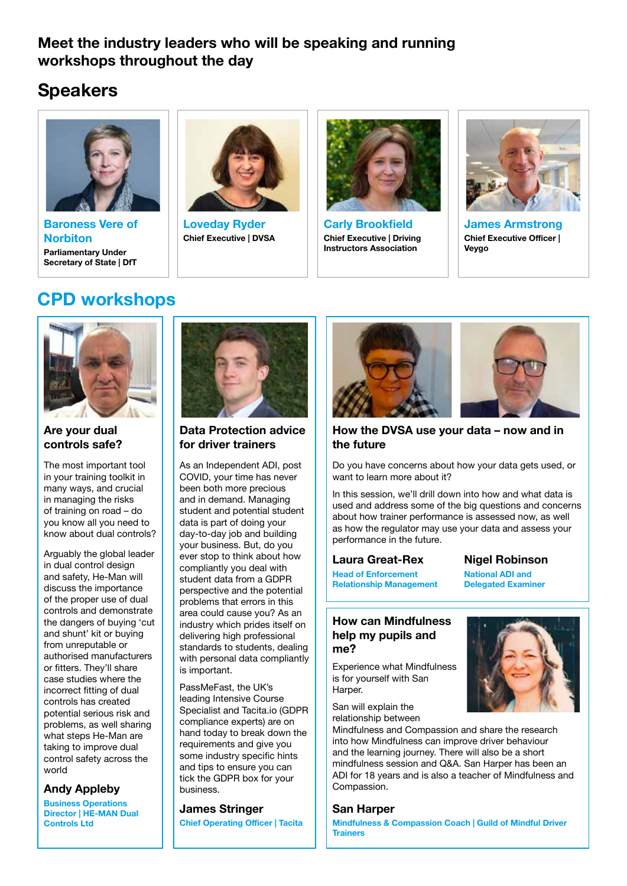**Meet the industry leaders who will be speaking and running workshops throughout the day**

## Speakers

### Baroness Vere of Norbiton
Parliamentary Under Secretary of State | DfT

### Loveday Ryder
Chief Executive | DVSA

### Carly Brookfield
Chief Executive | Driving Instructors Association

### James Armstrong
Chief Executive Officer | Veygo

## CPD workshops

### Are your dual controls safe?

The most important tool in your training toolkit in many ways, and crucial in managing the risks of training on road – do you know all you need to know about dual controls?

Arguably the global leader in dual control design and safety, He-Man will discuss the importance of the proper use of dual controls and demonstrate the dangers of buying 'cut and shunt' kit or buying from unreputable or authorised manufacturers or fitters. They'll share case studies where the incorrect fitting of dual controls has created potential serious risk and problems, as well sharing what steps He-Man are taking to improve dual control safety across the world

**Andy Appleby**
Business Operations Director | HE-MAN Dual Controls Ltd

### Data Protection advice for driver trainers

As an Independent ADI, post COVID, your time has never been both more precious and in demand. Managing student and potential student data is part of doing your day-to-day job and building your business. But, do you ever stop to think about how compliantly you deal with student data from a GDPR perspective and the potential problems that errors in this area could cause you? As an industry which prides itself on delivering high professional standards to students, dealing with personal data compliantly is important.

PassMeFast, the UK's leading Intensive Course Specialist and Tacita.io (GDPR compliance experts) are on hand today to break down the requirements and give you some industry specific hints and tips to ensure you can tick the GDPR box for your business.

**James Stringer**
Chief Operating Officer | Tacita

### How the DVSA use your data – now and in the future

Do you have concerns about how your data gets used, or want to learn more about it?

In this session, we'll drill down into how and what data is used and address some of the big questions and concerns about how trainer performance is assessed now, as well as how the regulator may use your data and assess your performance in the future.

**Laura Great-Rex**
Head of Enforcement Relationship Management

**Nigel Robinson**
National ADI and Delegated Examiner

### How can Mindfulness help my pupils and me?

Experience what Mindfulness is for yourself with San Harper.

San will explain the relationship between Mindfulness and Compassion and share the research into how Mindfulness can improve driver behaviour and the learning journey. There will also be a short mindfulness session and Q&A. San Harper has been an ADI for 18 years and is also a teacher of Mindfulness and Compassion.

**San Harper**
Mindfulness & Compassion Coach | Guild of Mindful Driver Trainers